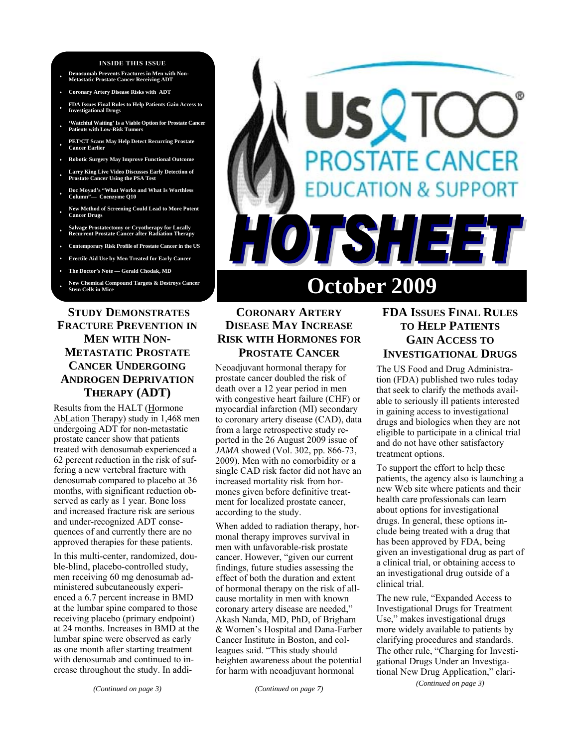**INSIDE THIS ISSUE**

- Denosumab Prevents Fractures in Men with Non-Metastatic Prostate Cancer Receiving ADT
- Coronary Artery Disease Risks with ADT
- FDA Issues Final Rules to Help Patients Gain Access to Investigational Drugs
- 'Watchful Waiting' Is a Viable Option for Prostate Cancer Patients with Low-Risk Tumors
- PET/CT Scans May Help Detect Recurring Prostate Cancer Earlier
- Robotic Surgery May Improve Functional Outcome
- Larry King Live Video Discusses Early Detection of Prostate Cancer Using the PSA Test
- Doc Moyad's "What Works and What Is Worthless Column"— Coenzyme Q10
- New Method of Screening Could Lead to More Potent Cancer Drugs
- Salvage Prostatectomy or Cryotherapy for Locally Recurrent Prostate Cancer after Radiation Therapy
- Contemporary Risk Profile of Prostate Cancer in the US
- Erectile Aid Use by Men Treated for Early Cancer
- The Doctor's Note — Gerald Chodak, MD
- New Chemical Compound Targets & Destroys Cancer Stem Cells in Mice

# Us TOO® PROSTATE CANCER EDUCATION & SUPPORT

# HOTSHEET

## October 2009

## STUDY DEMONSTRATES FRACTURE PREVENTION IN MEN WITH NON-METASTATIC PROSTATE CANCER UNDERGOING ANDROGEN DEPRIVATION THERAPY (ADT)

Results from the HALT (Hormone AbLation Therapy) study in 1,468 men undergoing ADT for non-metastatic prostate cancer show that patients treated with denosumab experienced a 62 percent reduction in the risk of suffering a new vertebral fracture with denosumab compared to placebo at 36 months, with significant reduction observed as early as 1 year. Bone loss and increased fracture risk are serious and under-recognized ADT consequences of and currently there are no approved therapies for these patients.

In this multi-center, randomized, double-blind, placebo-controlled study, men receiving 60 mg denosumab administered subcutaneously experienced a 6.7 percent increase in BMD at the lumbar spine compared to those receiving placebo (primary endpoint) at 24 months. Increases in BMD at the lumbar spine were observed as early as one month after starting treatment with denosumab and continued to increase throughout the study. In addi-

*(Continued on page 3)*

## CORONARY ARTERY DISEASE MAY INCREASE RISK WITH HORMONES FOR PROSTATE CANCER

Neoadjuvant hormonal therapy for prostate cancer doubled the risk of death over a 12 year period in men with congestive heart failure (CHF) or myocardial infarction (MI) secondary to coronary artery disease (CAD), data from a large retrospective study reported in the 26 August 2009 issue of *JAMA* showed (Vol. 302, pp. 866-73, 2009). Men with no comorbidity or a single CAD risk factor did not have an increased mortality risk from hormones given before definitive treatment for localized prostate cancer, according to the study.

When added to radiation therapy, hormonal therapy improves survival in men with unfavorable-risk prostate cancer. However, "given our current findings, future studies assessing the effect of both the duration and extent of hormonal therapy on the risk of all-cause mortality in men with known coronary artery disease are needed," Akash Nanda, MD, PhD, of Brigham & Women's Hospital and Dana-Farber Cancer Institute in Boston, and colleagues said. "This study should heighten awareness about the potential for harm with neoadjuvant hormonal

*(Continued on page 7)*

## FDA ISSUES FINAL RULES TO HELP PATIENTS GAIN ACCESS TO INVESTIGATIONAL DRUGS

The US Food and Drug Administration (FDA) published two rules today that seek to clarify the methods available to seriously ill patients interested in gaining access to investigational drugs and biologics when they are not eligible to participate in a clinical trial and do not have other satisfactory treatment options.

To support the effort to help these patients, the agency also is launching a new Web site where patients and their health care professionals can learn about options for investigational drugs. In general, these options include being treated with a drug that has been approved by FDA, being given an investigational drug as part of a clinical trial, or obtaining access to an investigational drug outside of a clinical trial.

The new rule, "Expanded Access to Investigational Drugs for Treatment Use," makes investigational drugs more widely available to patients by clarifying procedures and standards. The other rule, "Charging for Investigational Drugs Under an Investigational New Drug Application," clari-

*(Continued on page 3)*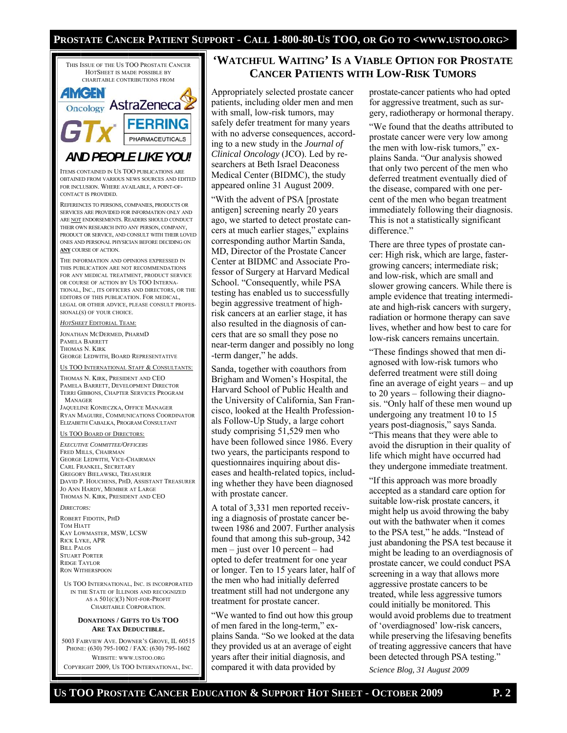THIS ISSUE OF THE US TOO PROSTATE CANCER HOTSHEET IS MADE POSSIBLE BY CHARITABLE CONTRIBUTIONS FROM

AMGEN Oncology, AstraZeneca, GTx, FERRING PHARMACEUTICALS

**AND PEOPLE LIKE YOU!**

ITEMS CONTAINED IN US TOO PUBLICATIONS ARE OBTAINED FROM VARIOUS NEWS SOURCES AND EDITED FOR INCLUSION. WHERE AVAILABLE, A POINT-OF-CONTACT IS PROVIDED.

REFERENCES TO PERSONS, COMPANIES, PRODUCTS OR SERVICES ARE PROVIDED FOR INFORMATION ONLY AND ARE NOT ENDORSEMENTS. READERS SHOULD CONDUCT THEIR OWN RESEARCH INTO ANY PERSON, COMPANY, PRODUCT OR SERVICE, AND CONSULT WITH THEIR LOVED ONES AND PERSONAL PHYSICIAN BEFORE DECIDING ON **ANY** COURSE OF ACTION.

THE INFORMATION AND OPINIONS EXPRESSED IN THIS PUBLICATION ARE NOT RECOMMENDATIONS FOR ANY MEDICAL TREATMENT, PRODUCT SERVICE OR COURSE OF ACTION BY US TOO INTERNATIONAL, INC., ITS OFFICERS AND DIRECTORS, OR THE EDITORS OF THIS PUBLICATION. FOR MEDICAL, LEGAL OR OTHER ADVICE, PLEASE CONSULT PROFESSIONAL(S) OF YOUR CHOICE.

*HOTSHEET* EDITORIAL TEAM:

JONATHAN MCDERMED, PHARMD
PAMELA BARRETT
THOMAS N. KIRK
GEORGE LEDWITH, BOARD REPRESENTATIVE

US TOO INTERNATIONAL STAFF & CONSULTANTS:

THOMAS N. KIRK, PRESIDENT AND CEO
PAMELA BARRETT, DEVELOPMENT DIRECTOR
TERRI GIBBONS, CHAPTER SERVICES PROGRAM MANAGER
JAQUELINE KONIECZKA, OFFICE MANAGER
RYAN MAGUIRE, COMMUNICATIONS COORDINATOR
ELIZABETH CABALKA, PROGRAM CONSULTANT

US TOO BOARD OF DIRECTORS:

*EXECUTIVE COMMITTEE/OFFICERS*

FRED MILLS, CHAIRMAN
GEORGE LEDWITH, VICE-CHAIRMAN
CARL FRANKEL, SECRETARY
GREGORY BIELAWSKI, TREASURER
DAVID P. HOUCHENS, PHD, ASSISTANT TREASURER
JO ANN HARDY, MEMBER AT LARGE
THOMAS N. KIRK, PRESIDENT AND CEO

*DIRECTORS:*

ROBERT FIDOTIN, PHD
TOM HIATT
KAY LOWMASTER, MSW, LCSW
RICK LYKE, APR
BILL PALOS
STUART PORTER
RIDGE TAYLOR
RON WITHERSPOON

US TOO INTERNATIONAL, INC. IS INCORPORATED IN THE STATE OF ILLINOIS AND RECOGNIZED AS A 501(C)(3) NOT-FOR-PROFIT CHARITABLE CORPORATION.

**DONATIONS / GIFTS TO US TOO ARE TAX DEDUCTIBLE.**

5003 FAIRVIEW AVE. DOWNER'S GROVE, IL 60515
PHONE: (630) 795-1002 / FAX: (630) 795-1602
WEBSITE: WWW.USTOO.ORG
COPYRIGHT 2009, US TOO INTERNATIONAL, INC.

## 'WATCHFUL WAITING' IS A VIABLE OPTION FOR PROSTATE CANCER PATIENTS WITH LOW-RISK TUMORS

Appropriately selected prostate cancer patients, including older men and men with small, low-risk tumors, may safely defer treatment for many years with no adverse consequences, according to a new study in the *Journal of Clinical Oncology* (JCO). Led by researchers at Beth Israel Deaconess Medical Center (BIDMC), the study appeared online 31 August 2009.

"With the advent of PSA [prostate antigen] screening nearly 20 years ago, we started to detect prostate cancers at much earlier stages," explains corresponding author Martin Sanda, MD, Director of the Prostate Cancer Center at BIDMC and Associate Professor of Surgery at Harvard Medical School. "Consequently, while PSA testing has enabled us to successfully begin aggressive treatment of high-risk cancers at an earlier stage, it has also resulted in the diagnosis of cancers that are so small they pose no near-term danger and possibly no long-term danger," he adds.

Sanda, together with coauthors from Brigham and Women's Hospital, the Harvard School of Public Health and the University of California, San Francisco, looked at the Health Professionals Follow-Up Study, a large cohort study comprising 51,529 men who have been followed since 1986. Every two years, the participants respond to questionnaires inquiring about diseases and health-related topics, including whether they have been diagnosed with prostate cancer.

A total of 3,331 men reported receiving a diagnosis of prostate cancer between 1986 and 2007. Further analysis found that among this sub-group, 342 men – just over 10 percent – had opted to defer treatment for one year or longer. Ten to 15 years later, half of the men who had initially deferred treatment still had not undergone any treatment for prostate cancer.

"We wanted to find out how this group of men fared in the long-term," explains Sanda. "So we looked at the data they provided us at an average of eight years after their initial diagnosis, and compared it with data provided by prostate-cancer patients who had opted for aggressive treatment, such as surgery, radiotherapy or hormonal therapy.

"We found that the deaths attributed to prostate cancer were very low among the men with low-risk tumors," explains Sanda. "Our analysis showed that only two percent of the men who deferred treatment eventually died of the disease, compared with one percent of the men who began treatment immediately following their diagnosis. This is not a statistically significant difference."

There are three types of prostate cancer: High risk, which are large, faster-growing cancers; intermediate risk; and low-risk, which are small and slower growing cancers. While there is ample evidence that treating intermediate and high-risk cancers with surgery, radiation or hormone therapy can save lives, whether and how best to care for low-risk cancers remains uncertain.

"These findings showed that men diagnosed with low-risk tumors who deferred treatment were still doing fine an average of eight years – and up to 20 years – following their diagnosis. "Only half of these men wound up undergoing any treatment 10 to 15 years post-diagnosis," says Sanda. "This means that they were able to avoid the disruption in their quality of life which might have occurred had they undergone immediate treatment.

"If this approach was more broadly accepted as a standard care option for suitable low-risk prostate cancers, it might help us avoid throwing the baby out with the bathwater when it comes to the PSA test," he adds. "Instead of just abandoning the PSA test because it might be leading to an overdiagnosis of prostate cancer, we could conduct PSA screening in a way that allows more aggressive prostate cancers to be treated, while less aggressive tumors could initially be monitored. This would avoid problems due to treatment of 'overdiagnosed' low-risk cancers, while preserving the lifesaving benefits of treating aggressive cancers that have been detected through PSA testing."

*Science Blog, 31 August 2009*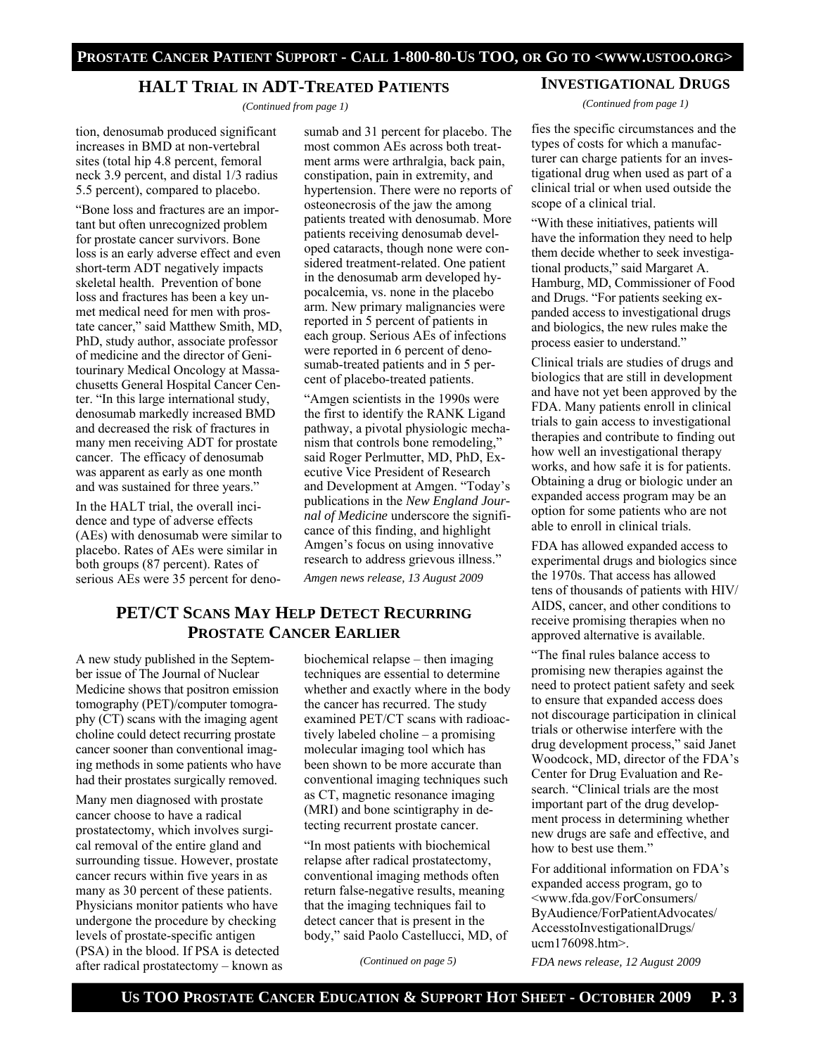## HALT Trial in ADT-Treated Patients

*(Continued from page 1)*

tion, denosumab produced significant increases in BMD at non-vertebral sites (total hip 4.8 percent, femoral neck 3.9 percent, and distal 1/3 radius 5.5 percent), compared to placebo.

"Bone loss and fractures are an important but often unrecognized problem for prostate cancer survivors. Bone loss is an early adverse effect and even short-term ADT negatively impacts skeletal health. Prevention of bone loss and fractures has been a key unmet medical need for men with prostate cancer," said Matthew Smith, MD, PhD, study author, associate professor of medicine and the director of Genitourinary Medical Oncology at Massachusetts General Hospital Cancer Center. "In this large international study, denosumab markedly increased BMD and decreased the risk of fractures in many men receiving ADT for prostate cancer. The efficacy of denosumab was apparent as early as one month and was sustained for three years."

In the HALT trial, the overall incidence and type of adverse effects (AEs) with denosumab were similar to placebo. Rates of AEs were similar in both groups (87 percent). Rates of serious AEs were 35 percent for denosumab and 31 percent for placebo. The most common AEs across both treatment arms were arthralgia, back pain, constipation, pain in extremity, and hypertension. There were no reports of osteonecrosis of the jaw the among patients treated with denosumab. More patients receiving denosumab developed cataracts, though none were considered treatment-related. One patient in the denosumab arm developed hypocalcemia, vs. none in the placebo arm. New primary malignancies were reported in 5 percent of patients in each group. Serious AEs of infections were reported in 6 percent of denosumab-treated patients and in 5 percent of placebo-treated patients.

"Amgen scientists in the 1990s were the first to identify the RANK Ligand pathway, a pivotal physiologic mechanism that controls bone remodeling," said Roger Perlmutter, MD, PhD, Executive Vice President of Research and Development at Amgen. "Today's publications in the *New England Journal of Medicine* underscore the significance of this finding, and highlight Amgen's focus on using innovative research to address grievous illness."

*Amgen news release, 13 August 2009*

## PET/CT Scans May Help Detect Recurring Prostate Cancer Earlier

A new study published in the September issue of The Journal of Nuclear Medicine shows that positron emission tomography (PET)/computer tomography (CT) scans with the imaging agent choline could detect recurring prostate cancer sooner than conventional imaging methods in some patients who have had their prostates surgically removed.

Many men diagnosed with prostate cancer choose to have a radical prostatectomy, which involves surgical removal of the entire gland and surrounding tissue. However, prostate cancer recurs within five years in as many as 30 percent of these patients. Physicians monitor patients who have undergone the procedure by checking levels of prostate-specific antigen (PSA) in the blood. If PSA is detected after radical prostatectomy – known as biochemical relapse – then imaging techniques are essential to determine whether and exactly where in the body the cancer has recurred. The study examined PET/CT scans with radioactively labeled choline – a promising molecular imaging tool which has been shown to be more accurate than conventional imaging techniques such as CT, magnetic resonance imaging (MRI) and bone scintigraphy in detecting recurrent prostate cancer.

"In most patients with biochemical relapse after radical prostatectomy, conventional imaging methods often return false-negative results, meaning that the imaging techniques fail to detect cancer that is present in the body," said Paolo Castellucci, MD, of

*(Continued on page 5)*

## Investigational Drugs

*(Continued from page 1)*

fies the specific circumstances and the types of costs for which a manufacturer can charge patients for an investigational drug when used as part of a clinical trial or when used outside the scope of a clinical trial.

"With these initiatives, patients will have the information they need to help them decide whether to seek investigational products," said Margaret A. Hamburg, MD, Commissioner of Food and Drugs. "For patients seeking expanded access to investigational drugs and biologics, the new rules make the process easier to understand."

Clinical trials are studies of drugs and biologics that are still in development and have not yet been approved by the FDA. Many patients enroll in clinical trials to gain access to investigational therapies and contribute to finding out how well an investigational therapy works, and how safe it is for patients. Obtaining a drug or biologic under an expanded access program may be an option for some patients who are not able to enroll in clinical trials.

FDA has allowed expanded access to experimental drugs and biologics since the 1970s. That access has allowed tens of thousands of patients with HIV/AIDS, cancer, and other conditions to receive promising therapies when no approved alternative is available.

"The final rules balance access to promising new therapies against the need to protect patient safety and seek to ensure that expanded access does not discourage participation in clinical trials or otherwise interfere with the drug development process," said Janet Woodcock, MD, director of the FDA's Center for Drug Evaluation and Research. "Clinical trials are the most important part of the drug development process in determining whether new drugs are safe and effective, and how to best use them."

For additional information on FDA's expanded access program, go to <www.fda.gov/ForConsumers/ByAudience/ForPatientAdvocates/AccesstoInvestigationalDrugs/ucm176098.htm>.

*FDA news release, 12 August 2009*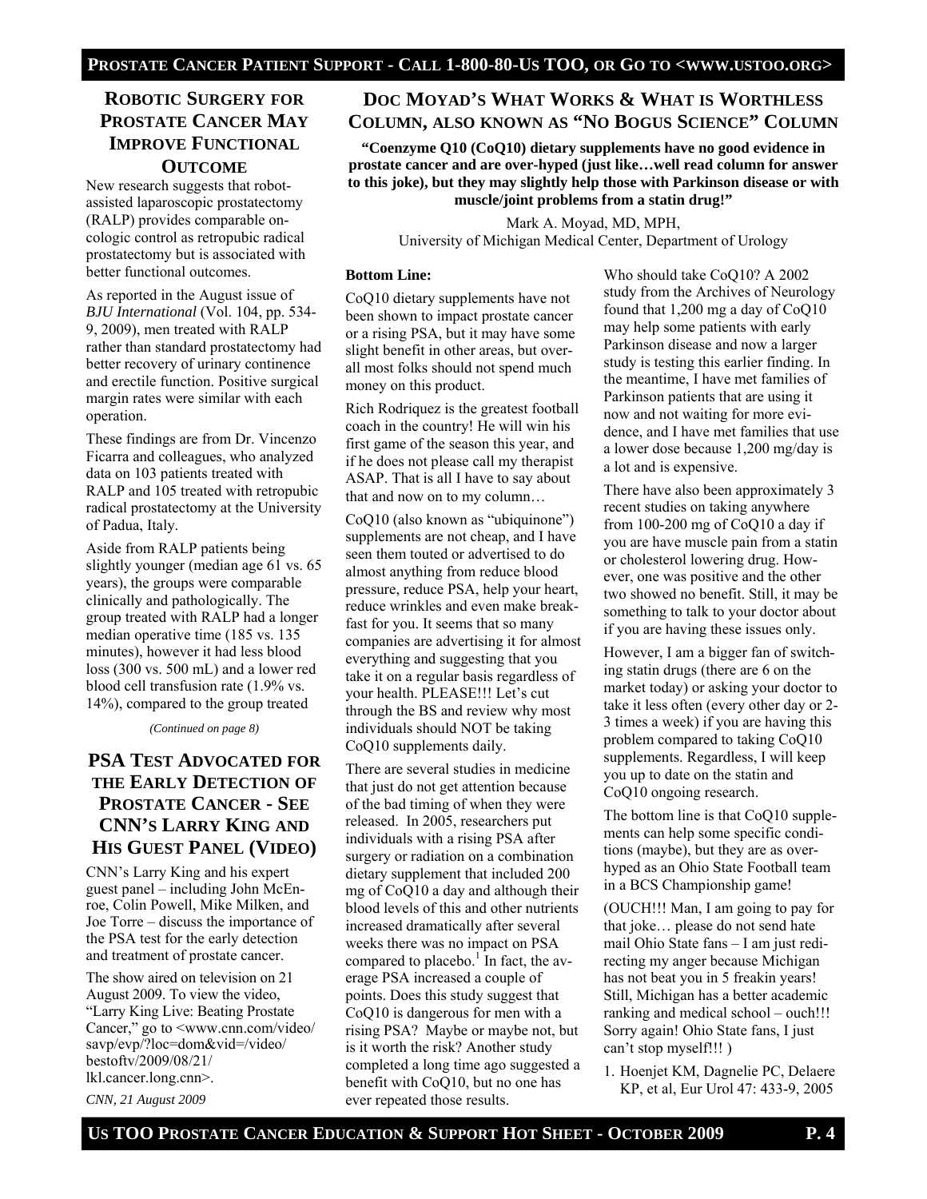## ROBOTIC SURGERY FOR PROSTATE CANCER MAY IMPROVE FUNCTIONAL OUTCOME

New research suggests that robot-assisted laparoscopic prostatectomy (RALP) provides comparable oncologic control as retropubic radical prostatectomy but is associated with better functional outcomes.

As reported in the August issue of *BJU International* (Vol. 104, pp. 534-9, 2009), men treated with RALP rather than standard prostatectomy had better recovery of urinary continence and erectile function. Positive surgical margin rates were similar with each operation.

These findings are from Dr. Vincenzo Ficarra and colleagues, who analyzed data on 103 patients treated with RALP and 105 treated with retropubic radical prostatectomy at the University of Padua, Italy.

Aside from RALP patients being slightly younger (median age 61 vs. 65 years), the groups were comparable clinically and pathologically. The group treated with RALP had a longer median operative time (185 vs. 135 minutes), however it had less blood loss (300 vs. 500 mL) and a lower red blood cell transfusion rate (1.9% vs. 14%), compared to the group treated

*(Continued on page 8)*

## PSA TEST ADVOCATED FOR THE EARLY DETECTION OF PROSTATE CANCER - SEE CNN'S LARRY KING AND HIS GUEST PANEL (VIDEO)

CNN's Larry King and his expert guest panel – including John McEnroe, Colin Powell, Mike Milken, and Joe Torre – discuss the importance of the PSA test for the early detection and treatment of prostate cancer.

The show aired on television on 21 August 2009. To view the video, "Larry King Live: Beating Prostate Cancer," go to <www.cnn.com/video/savp/evp/?loc=dom&vid=/video/bestoftv/2009/08/21/lkl.cancer.long.cnn>.

*CNN, 21 August 2009*

## DOC MOYAD'S WHAT WORKS & WHAT IS WORTHLESS COLUMN, ALSO KNOWN AS "NO BOGUS SCIENCE" COLUMN

**"Coenzyme Q10 (CoQ10) dietary supplements have no good evidence in prostate cancer and are over-hyped (just like…well read column for answer to this joke), but they may slightly help those with Parkinson disease or with muscle/joint problems from a statin drug!"**

Mark A. Moyad, MD, MPH,
University of Michigan Medical Center, Department of Urology

**Bottom Line:**

CoQ10 dietary supplements have not been shown to impact prostate cancer or a rising PSA, but it may have some slight benefit in other areas, but overall most folks should not spend much money on this product.

Rich Rodriquez is the greatest football coach in the country! He will win his first game of the season this year, and if he does not please call my therapist ASAP. That is all I have to say about that and now on to my column…

CoQ10 (also known as "ubiquinone") supplements are not cheap, and I have seen them touted or advertised to do almost anything from reduce blood pressure, reduce PSA, help your heart, reduce wrinkles and even make breakfast for you. It seems that so many companies are advertising it for almost everything and suggesting that you take it on a regular basis regardless of your health. PLEASE!!! Let's cut through the BS and review why most individuals should NOT be taking CoQ10 supplements daily.

There are several studies in medicine that just do not get attention because of the bad timing of when they were released. In 2005, researchers put individuals with a rising PSA after surgery or radiation on a combination dietary supplement that included 200 mg of CoQ10 a day and although their blood levels of this and other nutrients increased dramatically after several weeks there was no impact on PSA compared to placebo.[1] In fact, the average PSA increased a couple of points. Does this study suggest that CoQ10 is dangerous for men with a rising PSA? Maybe or maybe not, but is it worth the risk? Another study completed a long time ago suggested a benefit with CoQ10, but no one has ever repeated those results.

Who should take CoQ10? A 2002 study from the Archives of Neurology found that 1,200 mg a day of CoQ10 may help some patients with early Parkinson disease and now a larger study is testing this earlier finding. In the meantime, I have met families of Parkinson patients that are using it now and not waiting for more evidence, and I have met families that use a lower dose because 1,200 mg/day is a lot and is expensive.

There have also been approximately 3 recent studies on taking anywhere from 100-200 mg of CoQ10 a day if you are have muscle pain from a statin or cholesterol lowering drug. However, one was positive and the other two showed no benefit. Still, it may be something to talk to your doctor about if you are having these issues only.

However, I am a bigger fan of switching statin drugs (there are 6 on the market today) or asking your doctor to take it less often (every other day or 2-3 times a week) if you are having this problem compared to taking CoQ10 supplements. Regardless, I will keep you up to date on the statin and CoQ10 ongoing research.

The bottom line is that CoQ10 supplements can help some specific conditions (maybe), but they are as overhyped as an Ohio State Football team in a BCS Championship game!

(OUCH!!! Man, I am going to pay for that joke… please do not send hate mail Ohio State fans – I am just redirecting my anger because Michigan has not beat you in 5 freakin years! Still, Michigan has a better academic ranking and medical school – ouch!!! Sorry again! Ohio State fans, I just can't stop myself!!! )

1. Hoenjet KM, Dagnelie PC, Delaere KP, et al, Eur Urol 47: 433-9, 2005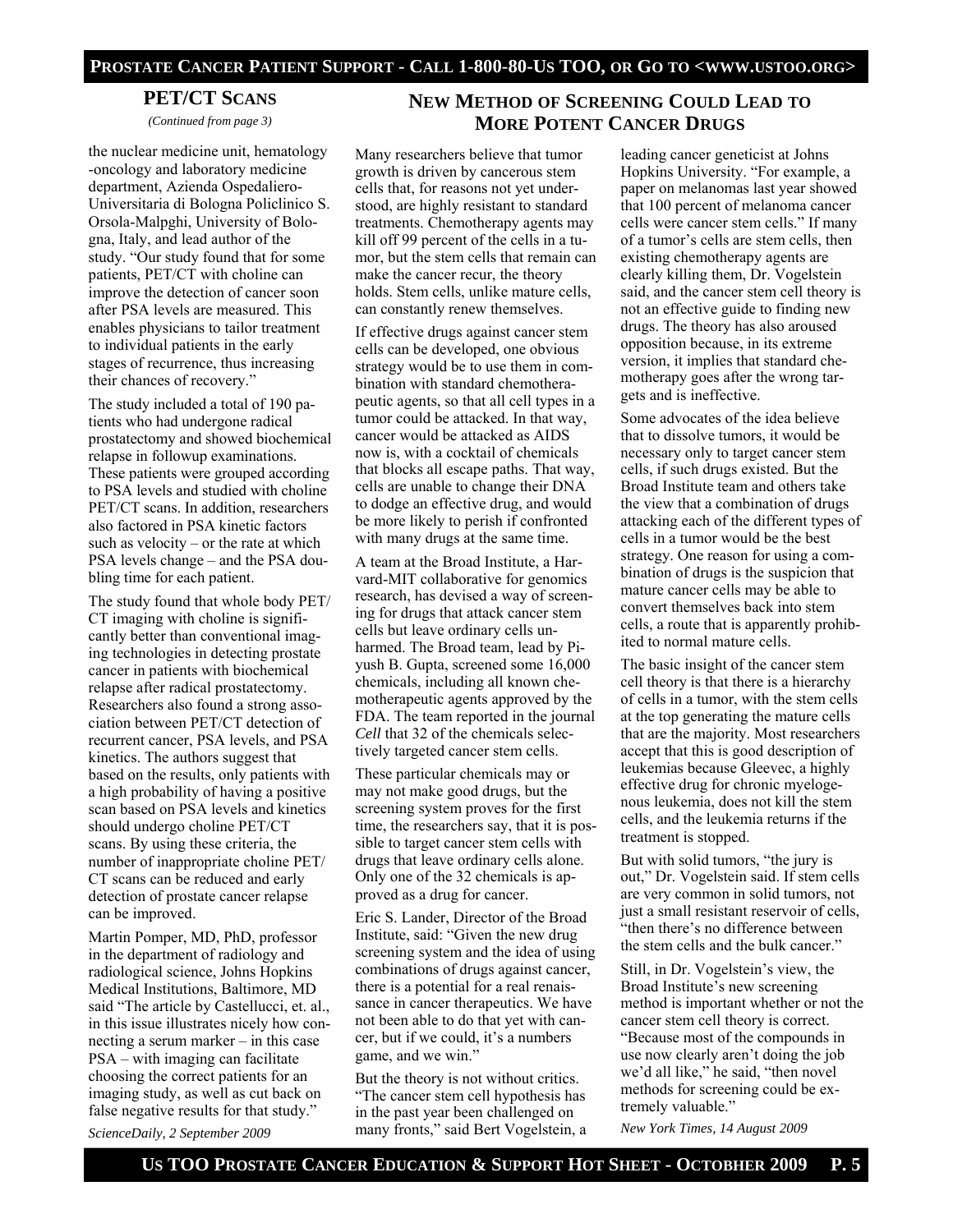## PET/CT SCANS

*(Continued from page 3)*

the nuclear medicine unit, hematology-oncology and laboratory medicine department, Azienda Ospedaliero-Universitaria di Bologna Policlinico S. Orsola-Malpghi, University of Bologna, Italy, and lead author of the study. "Our study found that for some patients, PET/CT with choline can improve the detection of cancer soon after PSA levels are measured. This enables physicians to tailor treatment to individual patients in the early stages of recurrence, thus increasing their chances of recovery."

The study included a total of 190 patients who had undergone radical prostatectomy and showed biochemical relapse in followup examinations. These patients were grouped according to PSA levels and studied with choline PET/CT scans. In addition, researchers also factored in PSA kinetic factors such as velocity – or the rate at which PSA levels change – and the PSA doubling time for each patient.

The study found that whole body PET/CT imaging with choline is significantly better than conventional imaging technologies in detecting prostate cancer in patients with biochemical relapse after radical prostatectomy. Researchers also found a strong association between PET/CT detection of recurrent cancer, PSA levels, and PSA kinetics. The authors suggest that based on the results, only patients with a high probability of having a positive scan based on PSA levels and kinetics should undergo choline PET/CT scans. By using these criteria, the number of inappropriate choline PET/CT scans can be reduced and early detection of prostate cancer relapse can be improved.

Martin Pomper, MD, PhD, professor in the department of radiology and radiological science, Johns Hopkins Medical Institutions, Baltimore, MD said "The article by Castellucci, et. al., in this issue illustrates nicely how connecting a serum marker – in this case PSA – with imaging can facilitate choosing the correct patients for an imaging study, as well as cut back on false negative results for that study."

*ScienceDaily, 2 September 2009*

## NEW METHOD OF SCREENING COULD LEAD TO MORE POTENT CANCER DRUGS

Many researchers believe that tumor growth is driven by cancerous stem cells that, for reasons not yet understood, are highly resistant to standard treatments. Chemotherapy agents may kill off 99 percent of the cells in a tumor, but the stem cells that remain can make the cancer recur, the theory holds. Stem cells, unlike mature cells, can constantly renew themselves.

If effective drugs against cancer stem cells can be developed, one obvious strategy would be to use them in combination with standard chemotherapeutic agents, so that all cell types in a tumor could be attacked. In that way, cancer would be attacked as AIDS now is, with a cocktail of chemicals that blocks all escape paths. That way, cells are unable to change their DNA to dodge an effective drug, and would be more likely to perish if confronted with many drugs at the same time.

A team at the Broad Institute, a Harvard-MIT collaborative for genomics research, has devised a way of screening for drugs that attack cancer stem cells but leave ordinary cells unharmed. The Broad team, lead by Piyush B. Gupta, screened some 16,000 chemicals, including all known chemotherapeutic agents approved by the FDA. The team reported in the journal *Cell* that 32 of the chemicals selectively targeted cancer stem cells.

These particular chemicals may or may not make good drugs, but the screening system proves for the first time, the researchers say, that it is possible to target cancer stem cells with drugs that leave ordinary cells alone. Only one of the 32 chemicals is approved as a drug for cancer.

Eric S. Lander, Director of the Broad Institute, said: "Given the new drug screening system and the idea of using combinations of drugs against cancer, there is a potential for a real renaissance in cancer therapeutics. We have not been able to do that yet with cancer, but if we could, it's a numbers game, and we win."

But the theory is not without critics. "The cancer stem cell hypothesis has in the past year been challenged on many fronts," said Bert Vogelstein, a leading cancer geneticist at Johns Hopkins University. "For example, a paper on melanomas last year showed that 100 percent of melanoma cancer cells were cancer stem cells." If many of a tumor's cells are stem cells, then existing chemotherapy agents are clearly killing them, Dr. Vogelstein said, and the cancer stem cell theory is not an effective guide to finding new drugs. The theory has also aroused opposition because, in its extreme version, it implies that standard chemotherapy goes after the wrong targets and is ineffective.

Some advocates of the idea believe that to dissolve tumors, it would be necessary only to target cancer stem cells, if such drugs existed. But the Broad Institute team and others take the view that a combination of drugs attacking each of the different types of cells in a tumor would be the best strategy. One reason for using a combination of drugs is the suspicion that mature cancer cells may be able to convert themselves back into stem cells, a route that is apparently prohibited to normal mature cells.

The basic insight of the cancer stem cell theory is that there is a hierarchy of cells in a tumor, with the stem cells at the top generating the mature cells that are the majority. Most researchers accept that this is good description of leukemias because Gleevec, a highly effective drug for chronic myelogenous leukemia, does not kill the stem cells, and the leukemia returns if the treatment is stopped.

But with solid tumors, "the jury is out," Dr. Vogelstein said. If stem cells are very common in solid tumors, not just a small resistant reservoir of cells, "then there's no difference between the stem cells and the bulk cancer."

Still, in Dr. Vogelstein's view, the Broad Institute's new screening method is important whether or not the cancer stem cell theory is correct. "Because most of the compounds in use now clearly aren't doing the job we'd all like," he said, "then novel methods for screening could be extremely valuable."

*New York Times, 14 August 2009*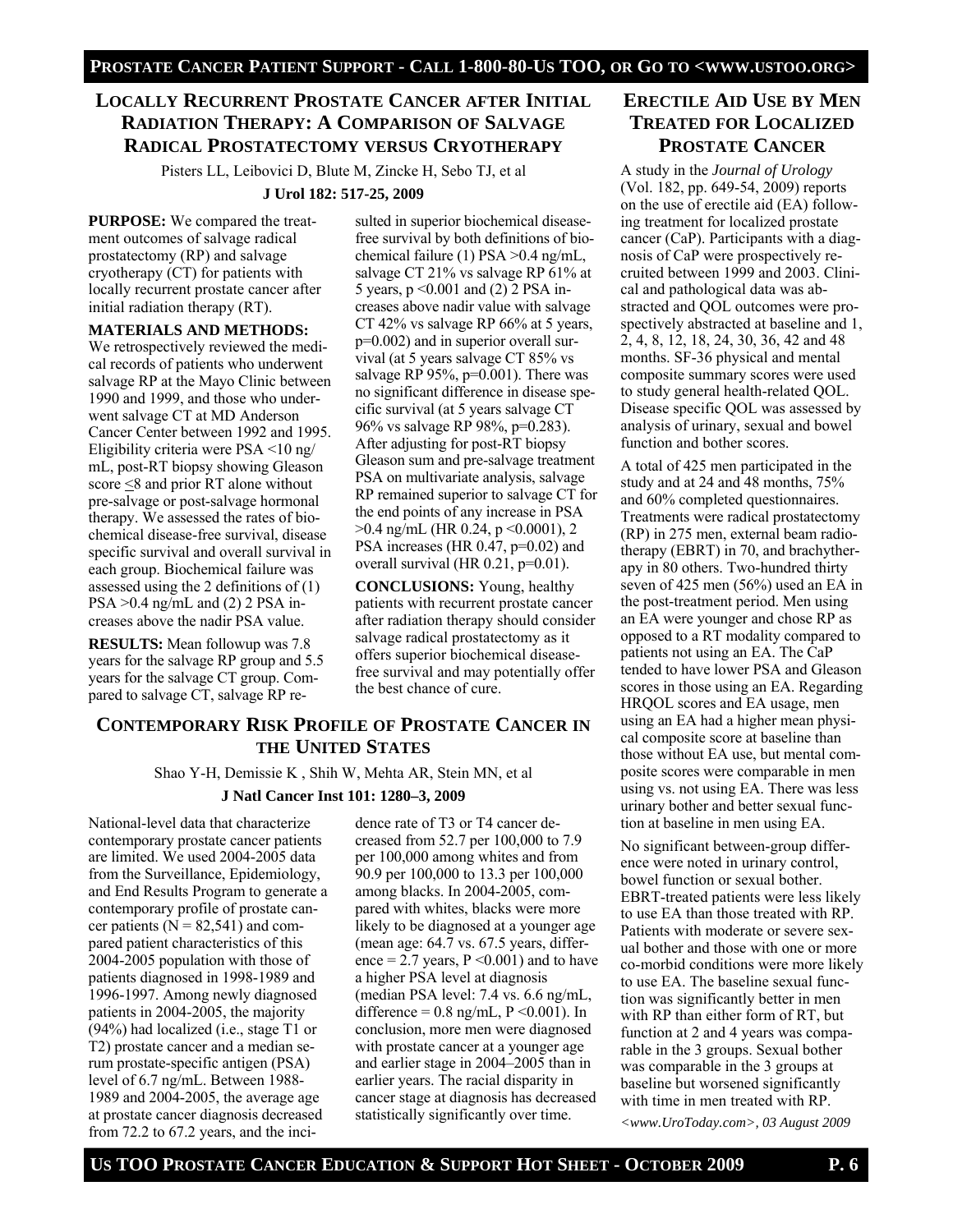## Locally Recurrent Prostate Cancer after Initial Radiation Therapy: A Comparison of Salvage Radical Prostatectomy versus Cryotherapy

Pisters LL, Leibovici D, Blute M, Zincke H, Sebo TJ, et al

**J Urol 182: 517-25, 2009**

**PURPOSE:** We compared the treatment outcomes of salvage radical prostatectomy (RP) and salvage cryotherapy (CT) for patients with locally recurrent prostate cancer after initial radiation therapy (RT).

**MATERIALS AND METHODS:** We retrospectively reviewed the medical records of patients who underwent salvage RP at the Mayo Clinic between 1990 and 1999, and those who underwent salvage CT at MD Anderson Cancer Center between 1992 and 1995. Eligibility criteria were PSA <10 ng/mL, post-RT biopsy showing Gleason score ≤8 and prior RT alone without pre-salvage or post-salvage hormonal therapy. We assessed the rates of biochemical disease-free survival, disease specific survival and overall survival in each group. Biochemical failure was assessed using the 2 definitions of (1) PSA >0.4 ng/mL and (2) 2 PSA increases above the nadir PSA value.

**RESULTS:** Mean followup was 7.8 years for the salvage RP group and 5.5 years for the salvage CT group. Compared to salvage CT, salvage RP resulted in superior biochemical disease-free survival by both definitions of biochemical failure (1) PSA >0.4 ng/mL, salvage CT 21% vs salvage RP 61% at 5 years, p <0.001 and (2) 2 PSA increases above nadir value with salvage CT 42% vs salvage RP 66% at 5 years, p=0.002) and in superior overall survival (at 5 years salvage CT 85% vs salvage RP 95%, p=0.001). There was no significant difference in disease specific survival (at 5 years salvage CT 96% vs salvage RP 98%, p=0.283). After adjusting for post-RT biopsy Gleason sum and pre-salvage treatment PSA on multivariate analysis, salvage RP remained superior to salvage CT for the end points of any increase in PSA >0.4 ng/mL (HR 0.24, p <0.0001), 2 PSA increases (HR 0.47, p=0.02) and overall survival (HR 0.21, p=0.01).

**CONCLUSIONS:** Young, healthy patients with recurrent prostate cancer after radiation therapy should consider salvage radical prostatectomy as it offers superior biochemical disease-free survival and may potentially offer the best chance of cure.

## Contemporary Risk Profile of Prostate Cancer in the United States

Shao Y-H, Demissie K , Shih W, Mehta AR, Stein MN, et al

**J Natl Cancer Inst 101: 1280–3, 2009**

National-level data that characterize contemporary prostate cancer patients are limited. We used 2004-2005 data from the Surveillance, Epidemiology, and End Results Program to generate a contemporary profile of prostate cancer patients (N = 82,541) and compared patient characteristics of this 2004-2005 population with those of patients diagnosed in 1998-1989 and 1996-1997. Among newly diagnosed patients in 2004-2005, the majority (94%) had localized (i.e., stage T1 or T2) prostate cancer and a median serum prostate-specific antigen (PSA) level of 6.7 ng/mL. Between 1988-1989 and 2004-2005, the average age at prostate cancer diagnosis decreased from 72.2 to 67.2 years, and the incidence rate of T3 or T4 cancer decreased from 52.7 per 100,000 to 7.9 per 100,000 among whites and from 90.9 per 100,000 to 13.3 per 100,000 among blacks. In 2004-2005, compared with whites, blacks were more likely to be diagnosed at a younger age (mean age: 64.7 vs. 67.5 years, difference = 2.7 years, P <0.001) and to have a higher PSA level at diagnosis (median PSA level: 7.4 vs. 6.6 ng/mL, difference = 0.8 ng/mL, P <0.001). In conclusion, more men were diagnosed with prostate cancer at a younger age and earlier stage in 2004–2005 than in earlier years. The racial disparity in cancer stage at diagnosis has decreased statistically significantly over time.

## Erectile Aid Use by Men Treated for Localized Prostate Cancer

A study in the *Journal of Urology* (Vol. 182, pp. 649-54, 2009) reports on the use of erectile aid (EA) following treatment for localized prostate cancer (CaP). Participants with a diagnosis of CaP were prospectively recruited between 1999 and 2003. Clinical and pathological data was abstracted and QOL outcomes were prospectively abstracted at baseline and 1, 2, 4, 8, 12, 18, 24, 30, 36, 42 and 48 months. SF-36 physical and mental composite summary scores were used to study general health-related QOL. Disease specific QOL was assessed by analysis of urinary, sexual and bowel function and bother scores.

A total of 425 men participated in the study and at 24 and 48 months, 75% and 60% completed questionnaires. Treatments were radical prostatectomy (RP) in 275 men, external beam radiotherapy (EBRT) in 70, and brachytherapy in 80 others. Two-hundred thirty seven of 425 men (56%) used an EA in the post-treatment period. Men using an EA were younger and chose RP as opposed to a RT modality compared to patients not using an EA. The CaP tended to have lower PSA and Gleason scores in those using an EA. Regarding HRQOL scores and EA usage, men using an EA had a higher mean physical composite score at baseline than those without EA use, but mental composite scores were comparable in men using vs. not using EA. There was less urinary bother and better sexual function at baseline in men using EA.

No significant between-group difference were noted in urinary control, bowel function or sexual bother. EBRT-treated patients were less likely to use EA than those treated with RP. Patients with moderate or severe sexual bother and those with one or more co-morbid conditions were more likely to use EA. The baseline sexual function was significantly better in men with RP than either form of RT, but function at 2 and 4 years was comparable in the 3 groups. Sexual bother was comparable in the 3 groups at baseline but worsened significantly with time in men treated with RP.

*<www.UroToday.com>, 03 August 2009*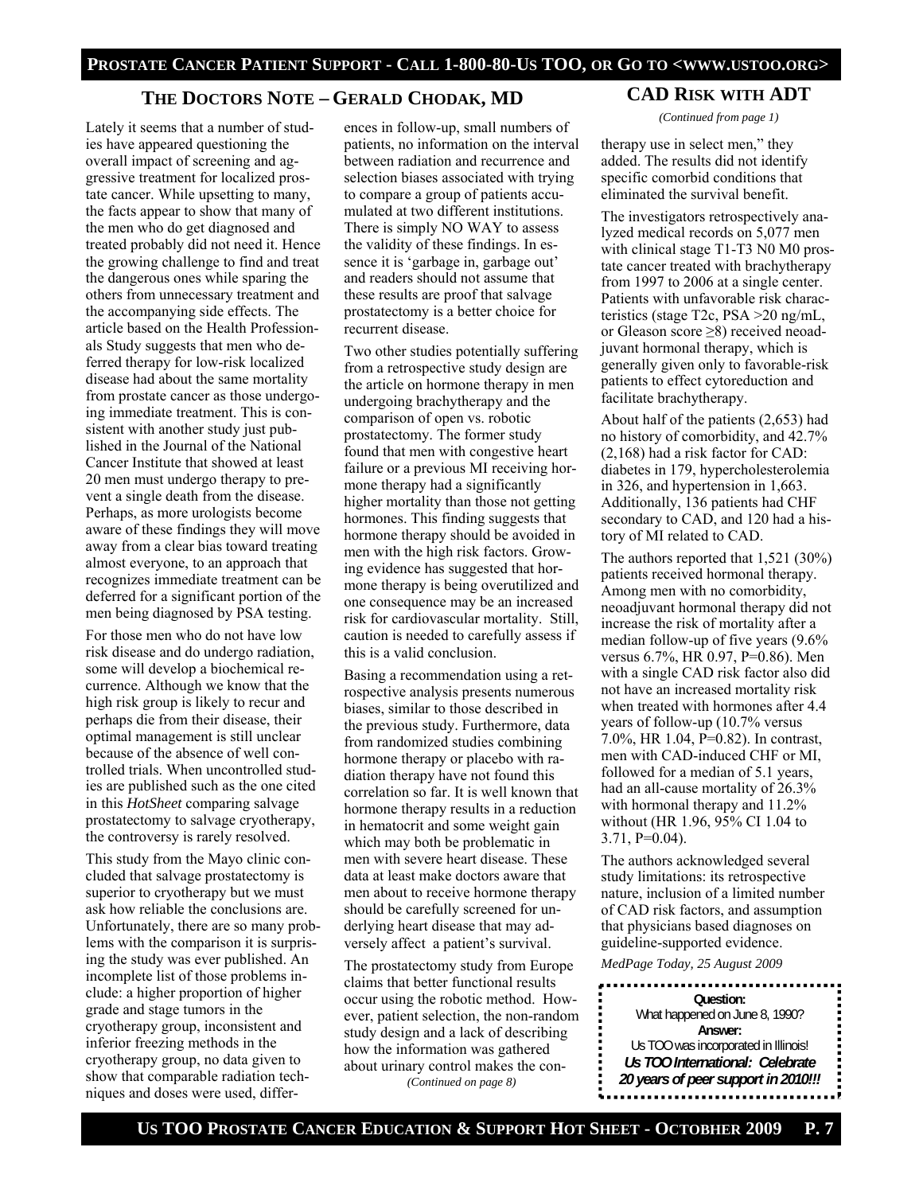## THE DOCTORS NOTE – GERALD CHODAK, MD

Lately it seems that a number of studies have appeared questioning the overall impact of screening and aggressive treatment for localized prostate cancer. While upsetting to many, the facts appear to show that many of the men who do get diagnosed and treated probably did not need it. Hence the growing challenge to find and treat the dangerous ones while sparing the others from unnecessary treatment and the accompanying side effects. The article based on the Health Professionals Study suggests that men who deferred therapy for low-risk localized disease had about the same mortality from prostate cancer as those undergoing immediate treatment. This is consistent with another study just published in the Journal of the National Cancer Institute that showed at least 20 men must undergo therapy to prevent a single death from the disease. Perhaps, as more urologists become aware of these findings they will move away from a clear bias toward treating almost everyone, to an approach that recognizes immediate treatment can be deferred for a significant portion of the men being diagnosed by PSA testing.

For those men who do not have low risk disease and do undergo radiation, some will develop a biochemical recurrence. Although we know that the high risk group is likely to recur and perhaps die from their disease, their optimal management is still unclear because of the absence of well controlled trials. When uncontrolled studies are published such as the one cited in this *HotSheet* comparing salvage prostatectomy to salvage cryotherapy, the controversy is rarely resolved.

This study from the Mayo clinic concluded that salvage prostatectomy is superior to cryotherapy but we must ask how reliable the conclusions are. Unfortunately, there are so many problems with the comparison it is surprising the study was ever published. An incomplete list of those problems include: a higher proportion of higher grade and stage tumors in the cryotherapy group, inconsistent and inferior freezing methods in the cryotherapy group, no data given to show that comparable radiation techniques and doses were used, differences in follow-up, small numbers of patients, no information on the interval between radiation and recurrence and selection biases associated with trying to compare a group of patients accumulated at two different institutions. There is simply NO WAY to assess the validity of these findings. In essence it is 'garbage in, garbage out' and readers should not assume that these results are proof that salvage prostatectomy is a better choice for recurrent disease.

Two other studies potentially suffering from a retrospective study design are the article on hormone therapy in men undergoing brachytherapy and the comparison of open vs. robotic prostatectomy. The former study found that men with congestive heart failure or a previous MI receiving hormone therapy had a significantly higher mortality than those not getting hormones. This finding suggests that hormone therapy should be avoided in men with the high risk factors. Growing evidence has suggested that hormone therapy is being overutilized and one consequence may be an increased risk for cardiovascular mortality. Still, caution is needed to carefully assess if this is a valid conclusion.

Basing a recommendation using a retrospective analysis presents numerous biases, similar to those described in the previous study. Furthermore, data from randomized studies combining hormone therapy or placebo with radiation therapy have not found this correlation so far. It is well known that hormone therapy results in a reduction in hematocrit and some weight gain which may both be problematic in men with severe heart disease. These data at least make doctors aware that men about to receive hormone therapy should be carefully screened for underlying heart disease that may adversely affect a patient's survival.

The prostatectomy study from Europe claims that better functional results occur using the robotic method. However, patient selection, the non-random study design and a lack of describing how the information was gathered about urinary control makes the con-

*(Continued on page 8)*

## CAD RISK WITH ADT

*(Continued from page 1)*

therapy use in select men," they added. The results did not identify specific comorbid conditions that eliminated the survival benefit.

The investigators retrospectively analyzed medical records on 5,077 men with clinical stage T1-T3 N0 M0 prostate cancer treated with brachytherapy from 1997 to 2006 at a single center. Patients with unfavorable risk characteristics (stage T2c, PSA >20 ng/mL, or Gleason score ≥8) received neoadjuvant hormonal therapy, which is generally given only to favorable-risk patients to effect cytoreduction and facilitate brachytherapy.

About half of the patients (2,653) had no history of comorbidity, and 42.7% (2,168) had a risk factor for CAD: diabetes in 179, hypercholesterolemia in 326, and hypertension in 1,663. Additionally, 136 patients had CHF secondary to CAD, and 120 had a history of MI related to CAD.

The authors reported that 1,521 (30%) patients received hormonal therapy. Among men with no comorbidity, neoadjuvant hormonal therapy did not increase the risk of mortality after a median follow-up of five years (9.6% versus 6.7%, HR 0.97, P=0.86). Men with a single CAD risk factor also did not have an increased mortality risk when treated with hormones after 4.4 years of follow-up (10.7% versus 7.0%, HR 1.04, P=0.82). In contrast, men with CAD-induced CHF or MI, followed for a median of 5.1 years, had an all-cause mortality of 26.3% with hormonal therapy and 11.2% without (HR 1.96, 95% CI 1.04 to 3.71, P=0.04).

The authors acknowledged several study limitations: its retrospective nature, inclusion of a limited number of CAD risk factors, and assumption that physicians based diagnoses on guideline-supported evidence.

*MedPage Today, 25 August 2009*

**Question:**
What happened on June 8, 1990?
**Answer:**
Us TOO was incorporated in Illinois!
***Us TOO International: Celebrate 20 years of peer support in 2010!!!***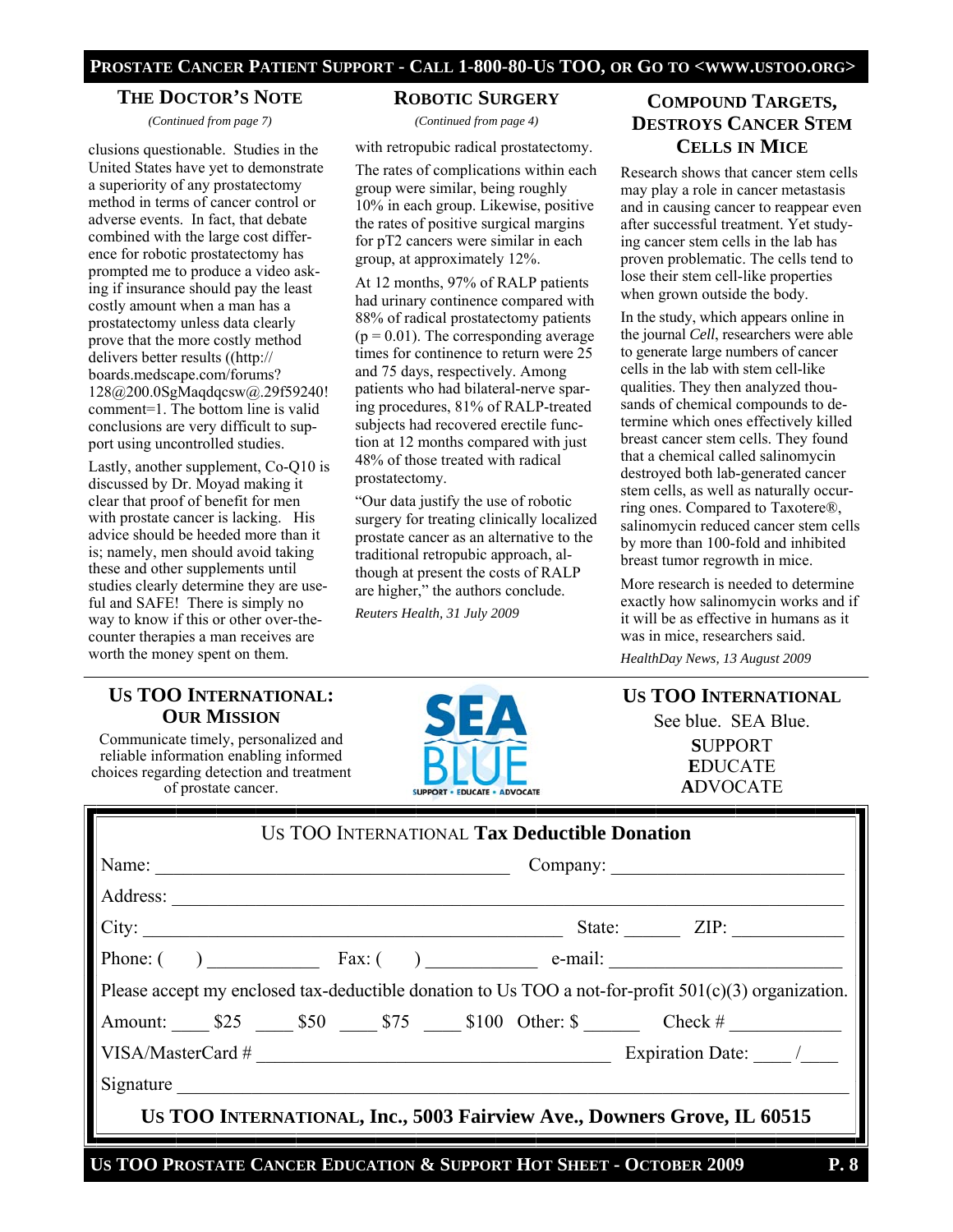## THE DOCTOR'S NOTE

*(Continued from page 7)*

clusions questionable. Studies in the United States have yet to demonstrate a superiority of any prostatectomy method in terms of cancer control or adverse events. In fact, that debate combined with the large cost difference for robotic prostatectomy has prompted me to produce a video asking if insurance should pay the least costly amount when a man has a prostatectomy unless data clearly prove that the more costly method delivers better results ((http://boards.medscape.com/forums?128@200.0SgMaqdqcsw@.29f59240!comment=1. The bottom line is valid conclusions are very difficult to support using uncontrolled studies.

Lastly, another supplement, Co-Q10 is discussed by Dr. Moyad making it clear that proof of benefit for men with prostate cancer is lacking. His advice should be heeded more than it is; namely, men should avoid taking these and other supplements until studies clearly determine they are useful and SAFE! There is simply no way to know if this or other over-the-counter therapies a man receives are worth the money spent on them.

## ROBOTIC SURGERY

*(Continued from page 4)*

with retropubic radical prostatectomy.

The rates of complications within each group were similar, being roughly 10% in each group. Likewise, positive the rates of positive surgical margins for pT2 cancers were similar in each group, at approximately 12%.

At 12 months, 97% of RALP patients had urinary continence compared with 88% of radical prostatectomy patients ($p = 0.01$). The corresponding average times for continence to return were 25 and 75 days, respectively. Among patients who had bilateral-nerve sparing procedures, 81% of RALP-treated subjects had recovered erectile function at 12 months compared with just 48% of those treated with radical prostatectomy.

"Our data justify the use of robotic surgery for treating clinically localized prostate cancer as an alternative to the traditional retropubic approach, although at present the costs of RALP are higher," the authors conclude.

*Reuters Health, 31 July 2009*

## COMPOUND TARGETS, DESTROYS CANCER STEM CELLS IN MICE

Research shows that cancer stem cells may play a role in cancer metastasis and in causing cancer to reappear even after successful treatment. Yet studying cancer stem cells in the lab has proven problematic. The cells tend to lose their stem cell-like properties when grown outside the body.

In the study, which appears online in the journal *Cell*, researchers were able to generate large numbers of cancer cells in the lab with stem cell-like qualities. They then analyzed thousands of chemical compounds to determine which ones effectively killed breast cancer stem cells. They found that a chemical called salinomycin destroyed both lab-generated cancer stem cells, as well as naturally occurring ones. Compared to Taxotere®, salinomycin reduced cancer stem cells by more than 100-fold and inhibited breast tumor regrowth in mice.

More research is needed to determine exactly how salinomycin works and if it will be as effective in humans as it was in mice, researchers said.

*HealthDay News, 13 August 2009*

## US TOO INTERNATIONAL: OUR MISSION

Communicate timely, personalized and reliable information enabling informed choices regarding detection and treatment of prostate cancer.

SEA BLUE
SUPPORT • EDUCATE • ADVOCATE

## US TOO INTERNATIONAL

See blue. SEA Blue.

**S**UPPORT
**E**DUCATE
**A**DVOCATE

---

US TOO INTERNATIONAL **Tax Deductible Donation**

Name: ______________________ Company: ______________________

Address: ______________________________________________

City: ______________________ State: ______ ZIP: ____________

Phone: ( ) ____________ Fax: ( ) ____________ e-mail: ______________________

Please accept my enclosed tax-deductible donation to Us TOO a not-for-profit 501(c)(3) organization.

Amount: ____ $25 ____ $50 ____ $75 ____ $100 Other: $ ______ Check # ____________

VISA/MasterCard # ______________________ Expiration Date: ____ /____

Signature ______________________________________________

**US TOO INTERNATIONAL, Inc., 5003 Fairview Ave., Downers Grove, IL 60515**